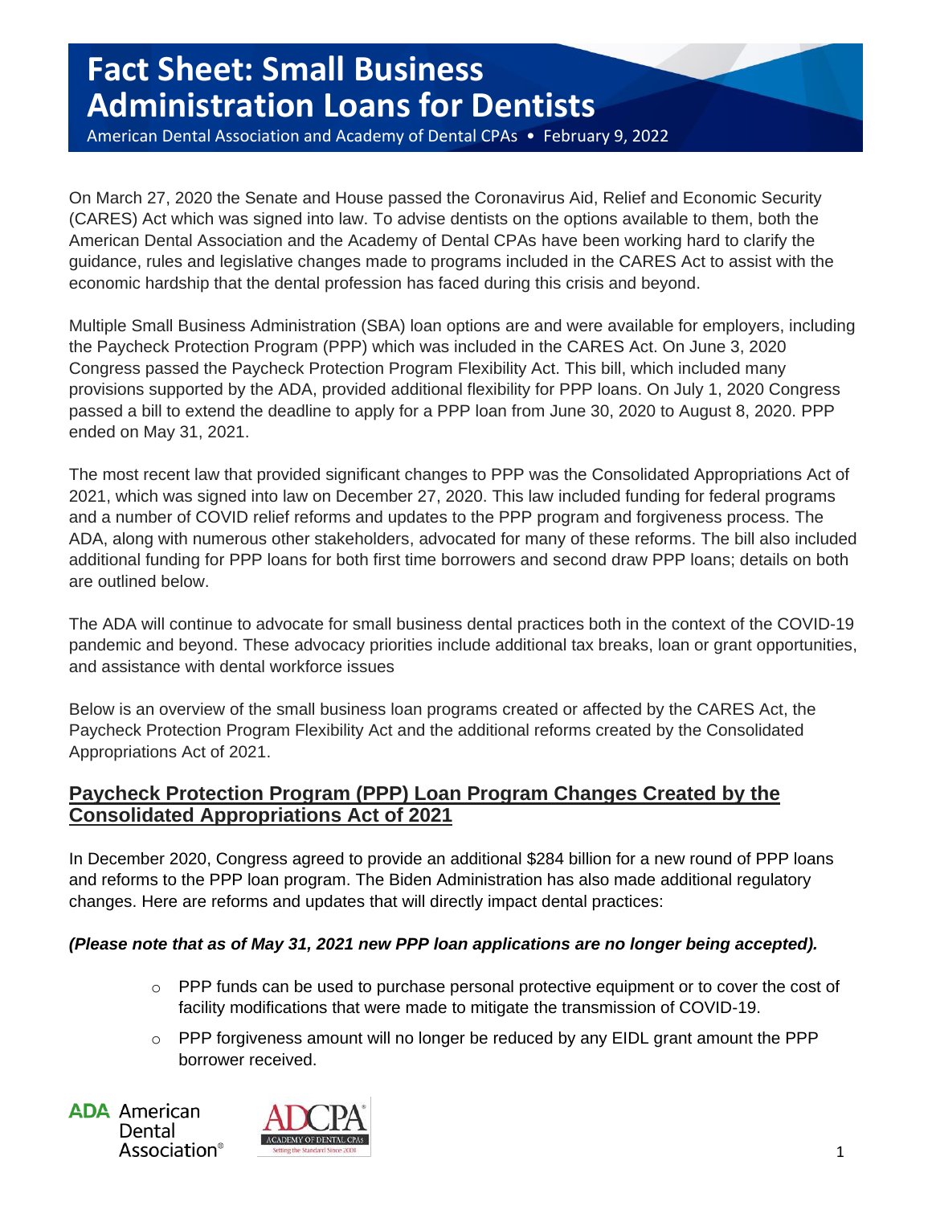# Fact Sheet: Small Business Administration Loans for Dentists

American Dental Association and Academy of Dental CPAs • February 9, 2022

On March 27, 2020 the Senate and House passed the Coronavirus Aid, Relief and Economic Security (CARES) Act which was signed into law. To advise dentists on the options available to them, both the American Dental Association and the Academy of Dental CPAs have been working hard to clarify the guidance, rules and legislative changes made to programs included in the CARES Act to assist with the economic hardship that the dental profession has faced during this crisis and beyond.

Multiple Small Business Administration (SBA) loan options are and were available for employers, including the Paycheck Protection Program (PPP) which was included in the CARES Act. On June 3, 2020 Congress passed the Paycheck Protection Program Flexibility Act. This bill, which included many provisions supported by the ADA, provided additional flexibility for PPP loans. On July 1, 2020 Congress passed a bill to extend the deadline to apply for a PPP loan from June 30, 2020 to August 8, 2020. PPP ended on May 31, 2021.

The most recent law that provided significant changes to PPP was the Consolidated Appropriations Act of 2021, which was signed into law on December 27, 2020. This law included funding for federal programs and a number of COVID relief reforms and updates to the PPP program and forgiveness process. The ADA, along with numerous other stakeholders, advocated for many of these reforms. The bill also included additional funding for PPP loans for both first time borrowers and second draw PPP loans; details on both are outlined below.

The ADA will continue to advocate for small business dental practices both in the context of the COVID-19 pandemic and beyond. These advocacy priorities include additional tax breaks, loan or grant opportunities, and assistance with dental workforce issues

Below is an overview of the small business loan programs created or affected by the CARES Act, the Paycheck Protection Program Flexibility Act and the additional reforms created by the Consolidated Appropriations Act of 2021.

## Paycheck Protection Program (PPP) Loan Program Changes Created by the Consolidated Appropriations Act of 2021

In December 2020, Congress agreed to provide an additional $284 billion for a new round of PPP loans and reforms to the PPP loan program. The Biden Administration has also made additional regulatory changes. Here are reforms and updates that will directly impact dental practices:

***(Please note that as of May 31, 2021 new PPP loan applications are no longer being accepted).***

- PPP funds can be used to purchase personal protective equipment or to cover the cost of facility modifications that were made to mitigate the transmission of COVID-19.
- PPP forgiveness amount will no longer be reduced by any EIDL grant amount the PPP borrower received.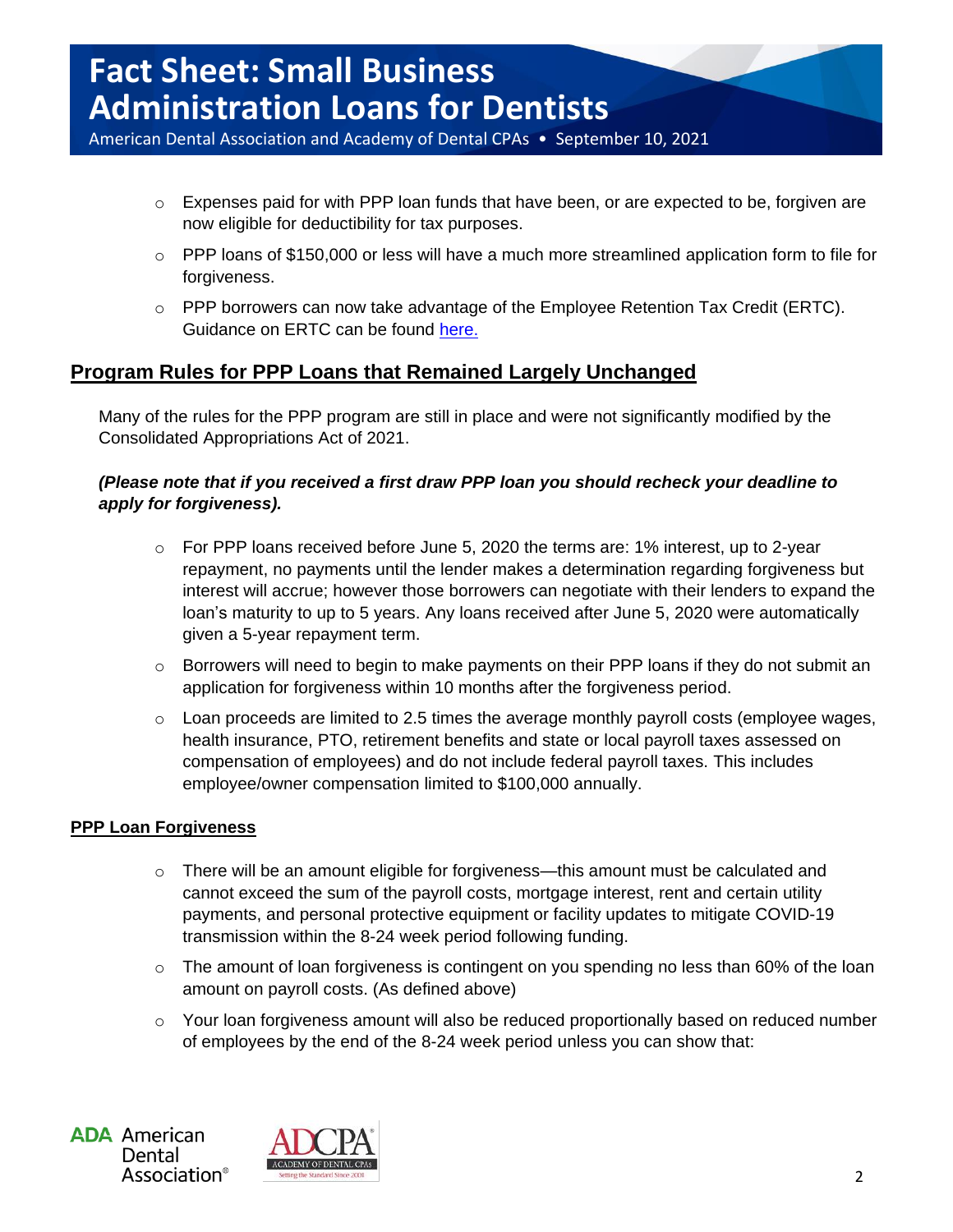- Expenses paid for with PPP loan funds that have been, or are expected to be, forgiven are now eligible for deductibility for tax purposes.
- PPP loans of $150,000 or less will have a much more streamlined application form to file for forgiveness.
- PPP borrowers can now take advantage of the Employee Retention Tax Credit (ERTC). Guidance on ERTC can be found here.

## Program Rules for PPP Loans that Remained Largely Unchanged

Many of the rules for the PPP program are still in place and were not significantly modified by the Consolidated Appropriations Act of 2021.

***(Please note that if you received a first draw PPP loan you should recheck your deadline to apply for forgiveness).***

- For PPP loans received before June 5, 2020 the terms are: 1% interest, up to 2-year repayment, no payments until the lender makes a determination regarding forgiveness but interest will accrue; however those borrowers can negotiate with their lenders to expand the loan's maturity to up to 5 years. Any loans received after June 5, 2020 were automatically given a 5-year repayment term.
- Borrowers will need to begin to make payments on their PPP loans if they do not submit an application for forgiveness within 10 months after the forgiveness period.
- Loan proceeds are limited to 2.5 times the average monthly payroll costs (employee wages, health insurance, PTO, retirement benefits and state or local payroll taxes assessed on compensation of employees) and do not include federal payroll taxes. This includes employee/owner compensation limited to $100,000 annually.

### PPP Loan Forgiveness

- There will be an amount eligible for forgiveness—this amount must be calculated and cannot exceed the sum of the payroll costs, mortgage interest, rent and certain utility payments, and personal protective equipment or facility updates to mitigate COVID-19 transmission within the 8-24 week period following funding.
- The amount of loan forgiveness is contingent on you spending no less than 60% of the loan amount on payroll costs. (As defined above)
- Your loan forgiveness amount will also be reduced proportionally based on reduced number of employees by the end of the 8-24 week period unless you can show that: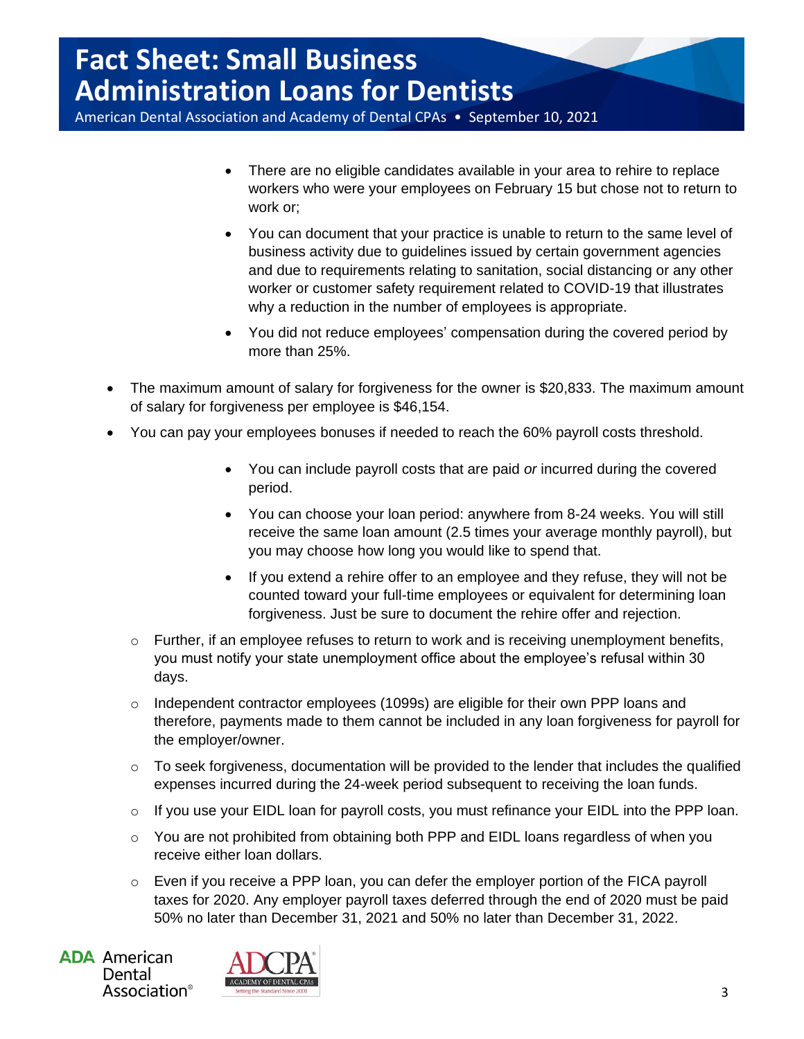- There are no eligible candidates available in your area to rehire to replace workers who were your employees on February 15 but chose not to return to work or;
- You can document that your practice is unable to return to the same level of business activity due to guidelines issued by certain government agencies and due to requirements relating to sanitation, social distancing or any other worker or customer safety requirement related to COVID-19 that illustrates why a reduction in the number of employees is appropriate.
- You did not reduce employees' compensation during the covered period by more than 25%.

- The maximum amount of salary for forgiveness for the owner is $20,833. The maximum amount of salary for forgiveness per employee is $46,154.
- You can pay your employees bonuses if needed to reach the 60% payroll costs threshold.
  - You can include payroll costs that are paid *or* incurred during the covered period.
  - You can choose your loan period: anywhere from 8-24 weeks. You will still receive the same loan amount (2.5 times your average monthly payroll), but you may choose how long you would like to spend that.
  - If you extend a rehire offer to an employee and they refuse, they will not be counted toward your full-time employees or equivalent for determining loan forgiveness. Just be sure to document the rehire offer and rejection.

  - Further, if an employee refuses to return to work and is receiving unemployment benefits, you must notify your state unemployment office about the employee's refusal within 30 days.
  - Independent contractor employees (1099s) are eligible for their own PPP loans and therefore, payments made to them cannot be included in any loan forgiveness for payroll for the employer/owner.
  - To seek forgiveness, documentation will be provided to the lender that includes the qualified expenses incurred during the 24-week period subsequent to receiving the loan funds.
  - If you use your EIDL loan for payroll costs, you must refinance your EIDL into the PPP loan.
  - You are not prohibited from obtaining both PPP and EIDL loans regardless of when you receive either loan dollars.
  - Even if you receive a PPP loan, you can defer the employer portion of the FICA payroll taxes for 2020. Any employer payroll taxes deferred through the end of 2020 must be paid 50% no later than December 31, 2021 and 50% no later than December 31, 2022.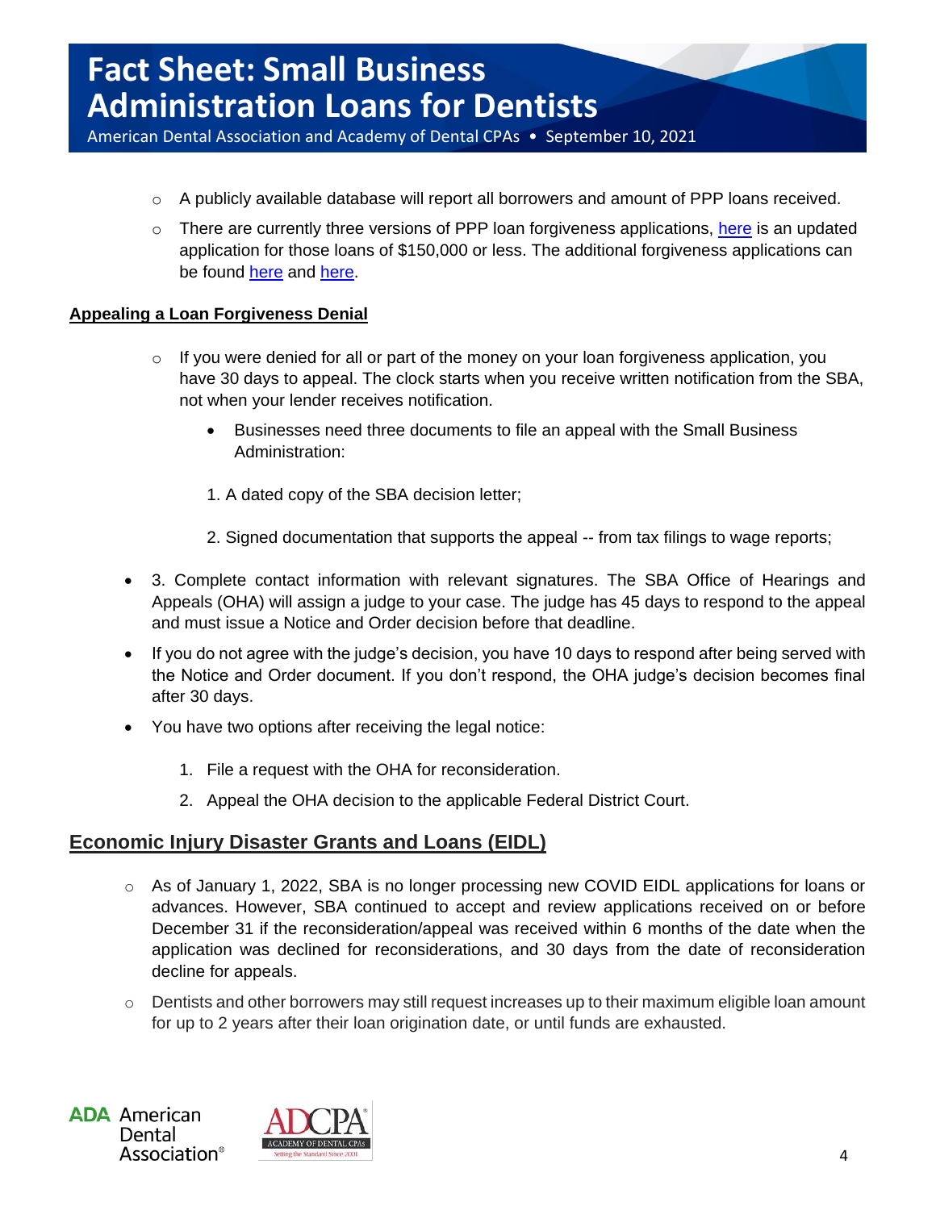- A publicly available database will report all borrowers and amount of PPP loans received.
- There are currently three versions of PPP loan forgiveness applications, here is an updated application for those loans of $150,000 or less. The additional forgiveness applications can be found here and here.

**Appealing a Loan Forgiveness Denial**

- If you were denied for all or part of the money on your loan forgiveness application, you have 30 days to appeal. The clock starts when you receive written notification from the SBA, not when your lender receives notification.
  - Businesses need three documents to file an appeal with the Small Business Administration:

    1. A dated copy of the SBA decision letter;

    2. Signed documentation that supports the appeal -- from tax filings to wage reports;

- 3. Complete contact information with relevant signatures. The SBA Office of Hearings and Appeals (OHA) will assign a judge to your case. The judge has 45 days to respond to the appeal and must issue a Notice and Order decision before that deadline.
- If you do not agree with the judge's decision, you have 10 days to respond after being served with the Notice and Order document. If you don't respond, the OHA judge's decision becomes final after 30 days.
- You have two options after receiving the legal notice:
  1. File a request with the OHA for reconsideration.
  2. Appeal the OHA decision to the applicable Federal District Court.

## Economic Injury Disaster Grants and Loans (EIDL)

- As of January 1, 2022, SBA is no longer processing new COVID EIDL applications for loans or advances. However, SBA continued to accept and review applications received on or before December 31 if the reconsideration/appeal was received within 6 months of the date when the application was declined for reconsiderations, and 30 days from the date of reconsideration decline for appeals.
- Dentists and other borrowers may still request increases up to their maximum eligible loan amount for up to 2 years after their loan origination date, or until funds are exhausted.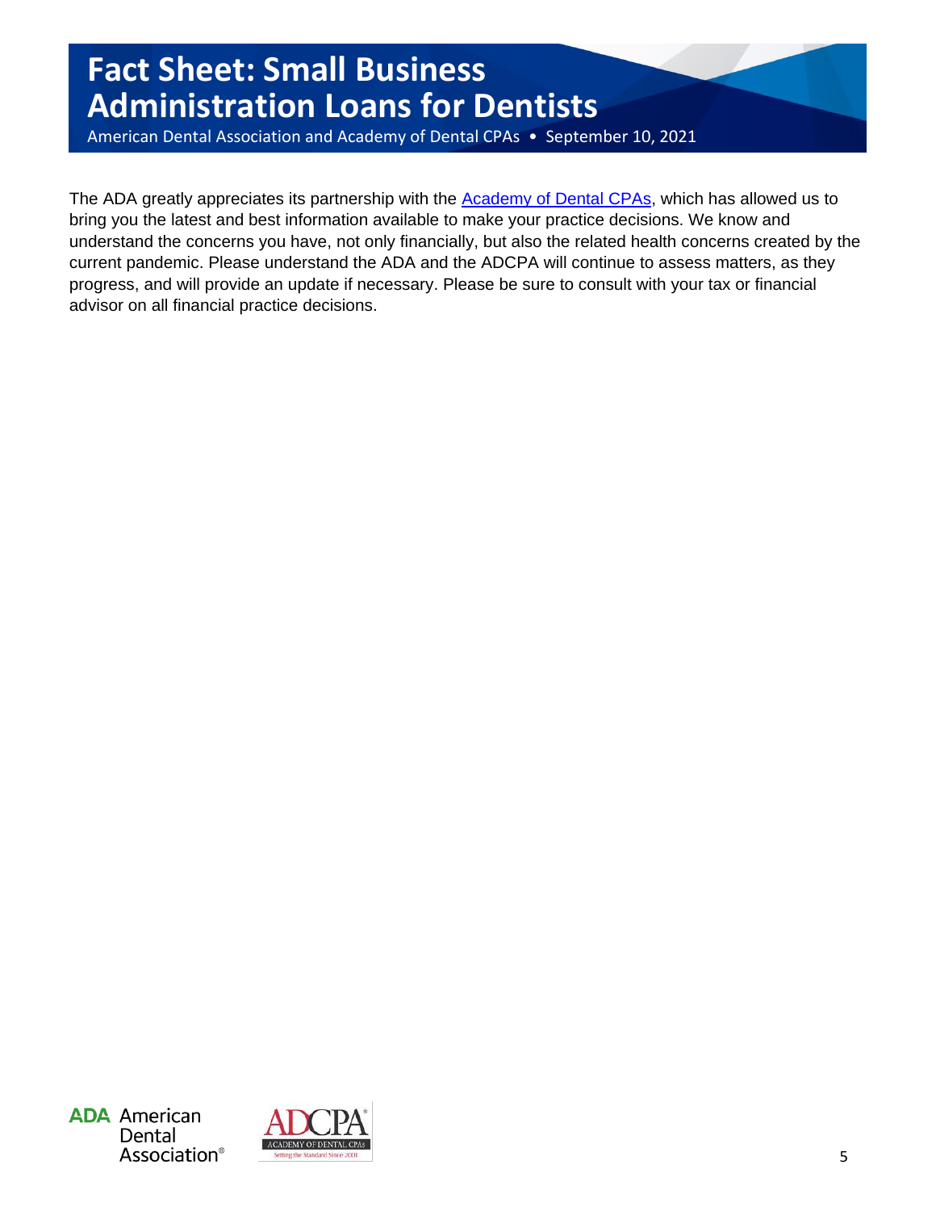# Fact Sheet: Small Business Administration Loans for Dentists

American Dental Association and Academy of Dental CPAs • September 10, 2021

The ADA greatly appreciates its partnership with the [Academy of Dental CPAs](), which has allowed us to bring you the latest and best information available to make your practice decisions. We know and understand the concerns you have, not only financially, but also the related health concerns created by the current pandemic. Please understand the ADA and the ADCPA will continue to assess matters, as they progress, and will provide an update if necessary. Please be sure to consult with your tax or financial advisor on all financial practice decisions.